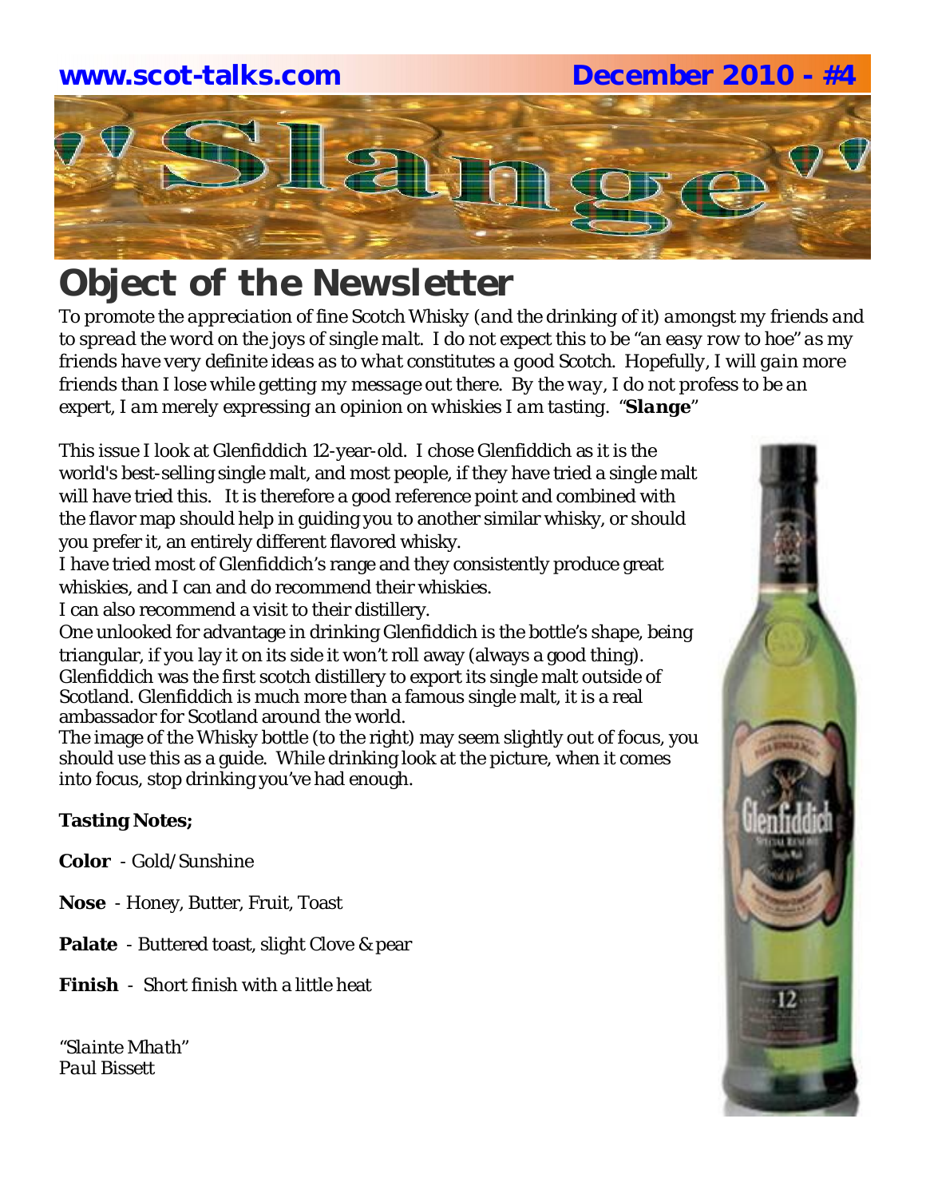**www.scot-talks.com** **December 2010 - #4**

# "Slange"

## Object of the Newsletter

*To promote the appreciation of fine Scotch Whisky (and the drinking of it) amongst my friends and to spread the word on the joys of single malt. I do not expect this to be "an easy row to hoe" as my friends have very definite ideas as to what constitutes a good Scotch. Hopefully, I will gain more friends than I lose while getting my message out there. By the way, I do not profess to be an expert, I am merely expressing an opinion on whiskies I am tasting. "**Slange**"*

This issue I look at Glenfiddich 12-year-old. I chose Glenfiddich as it is the world's best-selling single malt, and most people, if they have tried a single malt will have tried this. It is therefore a good reference point and combined with the flavor map should help in guiding you to another similar whisky, or should you prefer it, an entirely different flavored whisky.

I have tried most of Glenfiddich's range and they consistently produce great whiskies, and I can and do recommend their whiskies.

I can also recommend a visit to their distillery.

One unlooked for advantage in drinking Glenfiddich is the bottle's shape, being triangular, if you lay it on its side it won't roll away (always a good thing).

Glenfiddich was the first scotch distillery to export its single malt outside of Scotland. Glenfiddich is much more than a famous single malt, it is a real ambassador for Scotland around the world.

The image of the Whisky bottle (to the right) may seem slightly out of focus, you should use this as a guide. While drinking look at the picture, when it comes into focus, stop drinking you've had enough.

**Tasting Notes;**

**Color** - Gold/Sunshine

**Nose** - Honey, Butter, Fruit, Toast

**Palate** - Buttered toast, slight Clove & pear

**Finish** - Short finish with a little heat

*"Slainte Mhath"*
*Paul Bissett*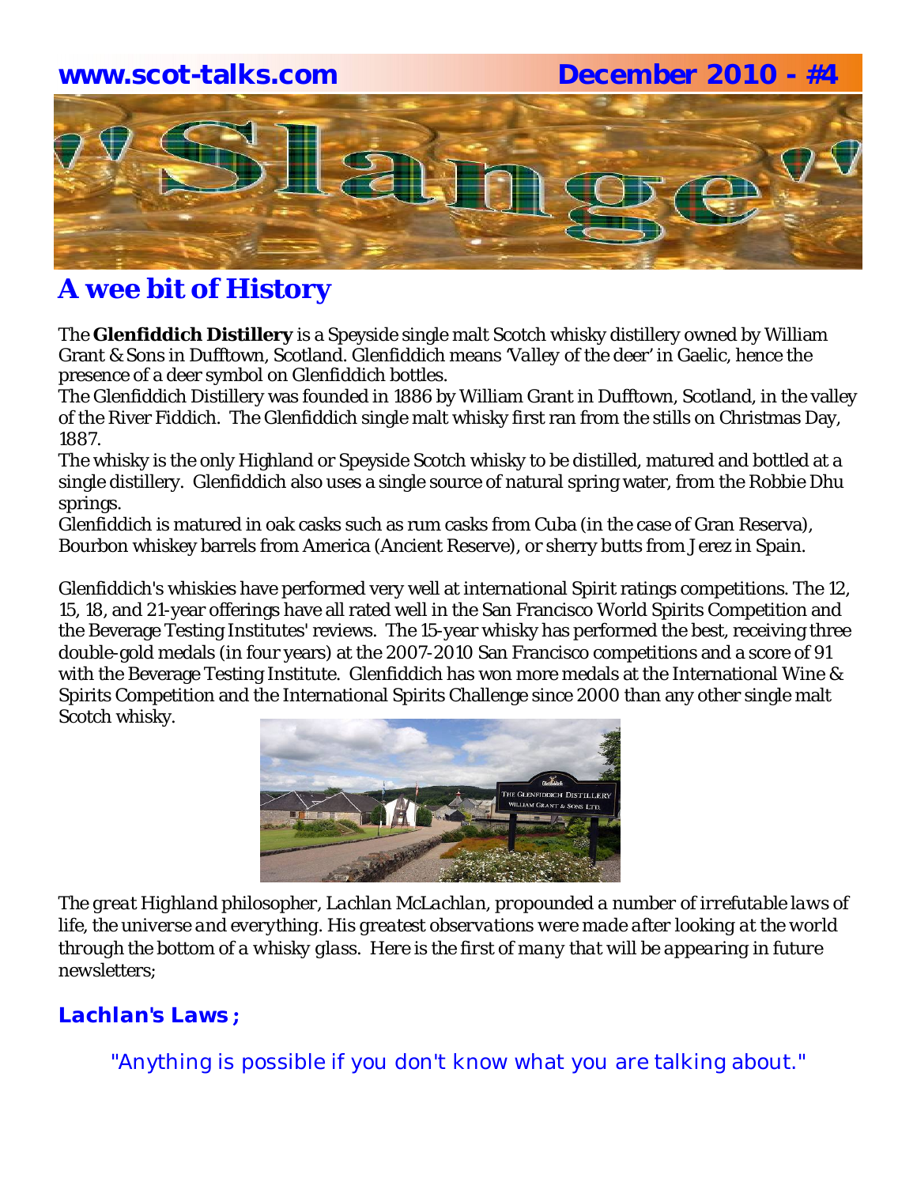**www.scot-talks.com** **December 2010 - #4**

# 'Slange'

## A wee bit of History

The **Glenfiddich Distillery** is a Speyside single malt Scotch whisky distillery owned by William Grant & Sons in Dufftown, Scotland. Glenfiddich means 'Valley of the deer' in Gaelic, hence the presence of a deer symbol on Glenfiddich bottles.

The Glenfiddich Distillery was founded in 1886 by William Grant in Dufftown, Scotland, in the valley of the River Fiddich. The Glenfiddich single malt whisky first ran from the stills on Christmas Day, 1887.

The whisky is the only Highland or Speyside Scotch whisky to be distilled, matured and bottled at a single distillery. Glenfiddich also uses a single source of natural spring water, from the Robbie Dhu springs.

Glenfiddich is matured in oak casks such as rum casks from Cuba (in the case of Gran Reserva), Bourbon whiskey barrels from America (Ancient Reserve), or sherry butts from Jerez in Spain.

Glenfiddich's whiskies have performed very well at international Spirit ratings competitions. The 12, 15, 18, and 21-year offerings have all rated well in the San Francisco World Spirits Competition and the Beverage Testing Institutes' reviews. The 15-year whisky has performed the best, receiving three double-gold medals (in four years) at the 2007-2010 San Francisco competitions and a score of 91 with the Beverage Testing Institute. Glenfiddich has won more medals at the International Wine & Spirits Competition and the International Spirits Challenge since 2000 than any other single malt Scotch whisky.

*The great Highland philosopher, Lachlan McLachlan, propounded a number of irrefutable laws of life, the universe and everything. His greatest observations were made after looking at the world through the bottom of a whisky glass. Here is the first of many that will be appearing in future newsletters;*

### Lachlan's Laws ;

"Anything is possible if you don't know what you are talking about."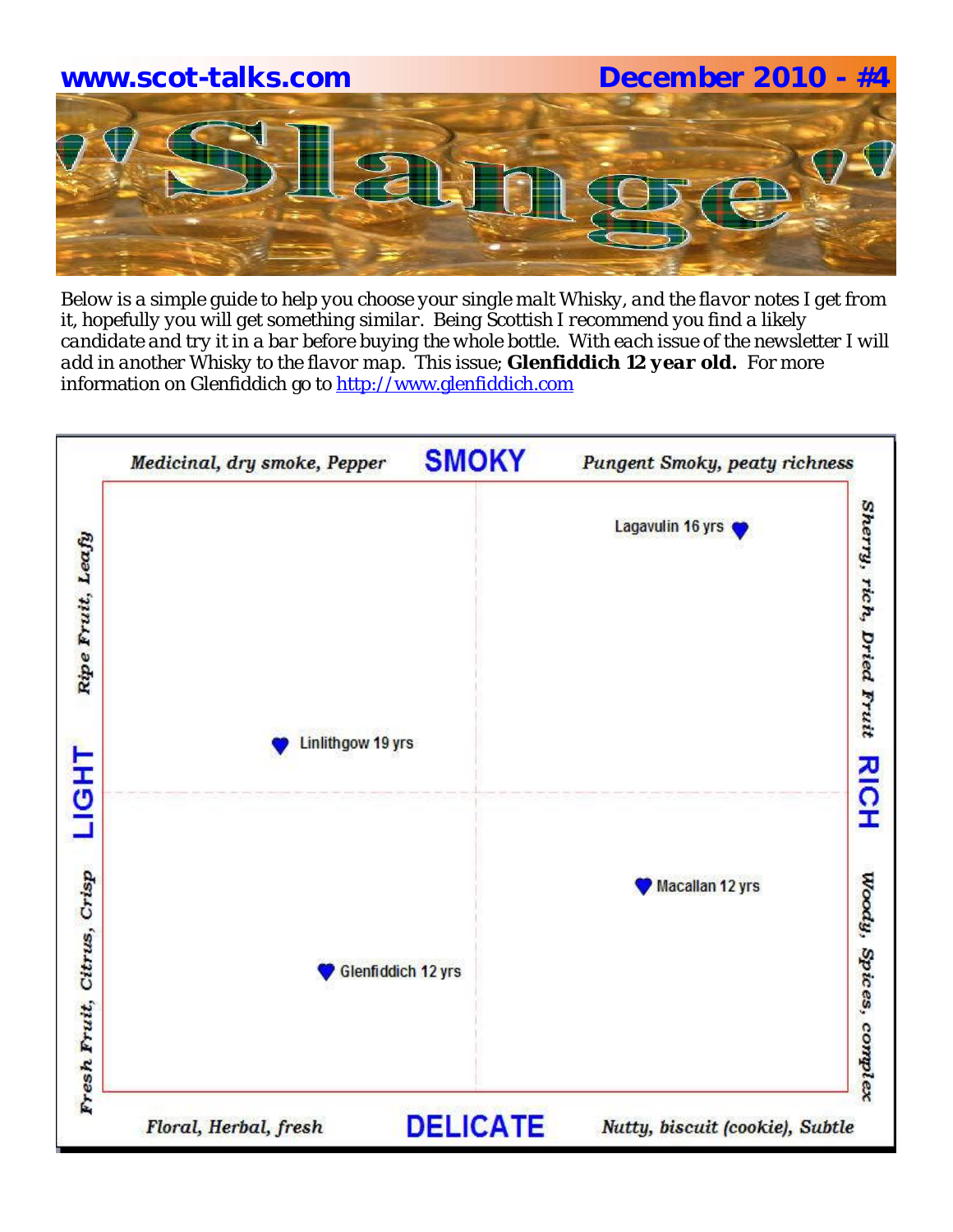**www.scot-talks.com** **December 2010 - #4**

# Slange

Below is a simple guide to help you choose your single malt Whisky, and the flavor notes I get from it, hopefully you will get something similar. Being Scottish I recommend you find a likely candidate and try it in a bar before buying the whole bottle. With each issue of the newsletter I will add in another Whisky to the flavor map. This issue; **Glenfiddich 12 year old.** For more information on Glenfiddich go to http://www.glenfiddich.com

*Medicinal, dry smoke, Pepper* **SMOKY** *Pungent Smoky, peaty richness*

*Ripe Fruit, Leafy* **LIGHT** *Fresh Fruit, Citrus, Crisp*

*Sherry, rich, Dried Fruit* **RICH** *Woody, Spices, complex*

*Floral, Herbal, fresh* **DELICATE** *Nutty, biscuit (cookie), Subtle*

- Lagavulin 16 yrs
- Linlithgow 19 yrs
- Macallan 12 yrs
- Glenfiddich 12 yrs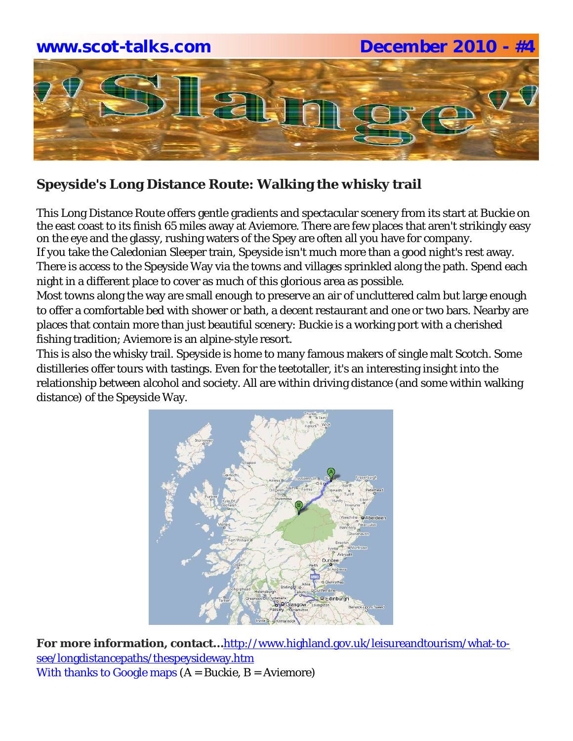www.scot-talks.com December 2010 - #4

## Speyside's Long Distance Route: Walking the whisky trail

This Long Distance Route offers gentle gradients and spectacular scenery from its start at Buckie on the east coast to its finish 65 miles away at Aviemore. There are few places that aren't strikingly easy on the eye and the glassy, rushing waters of the Spey are often all you have for company.

If you take the Caledonian Sleeper train, Speyside isn't much more than a good night's rest away. There is access to the Speyside Way via the towns and villages sprinkled along the path. Spend each night in a different place to cover as much of this glorious area as possible.

Most towns along the way are small enough to preserve an air of uncluttered calm but large enough to offer a comfortable bed with shower or bath, a decent restaurant and one or two bars. Nearby are places that contain more than just beautiful scenery: Buckie is a working port with a cherished fishing tradition; Aviemore is an alpine-style resort.

This is also the whisky trail. Speyside is home to many famous makers of single malt Scotch. Some distilleries offer tours with tastings. Even for the teetotaller, it's an interesting insight into the relationship between alcohol and society. All are within driving distance (and some within walking distance) of the Speyside Way.

**For more information, contact…**http://www.highland.gov.uk/leisureandtourism/what-to-see/longdistancepaths/thespeysideway.htm

With thanks to Google maps (A = Buckie, B = Aviemore)